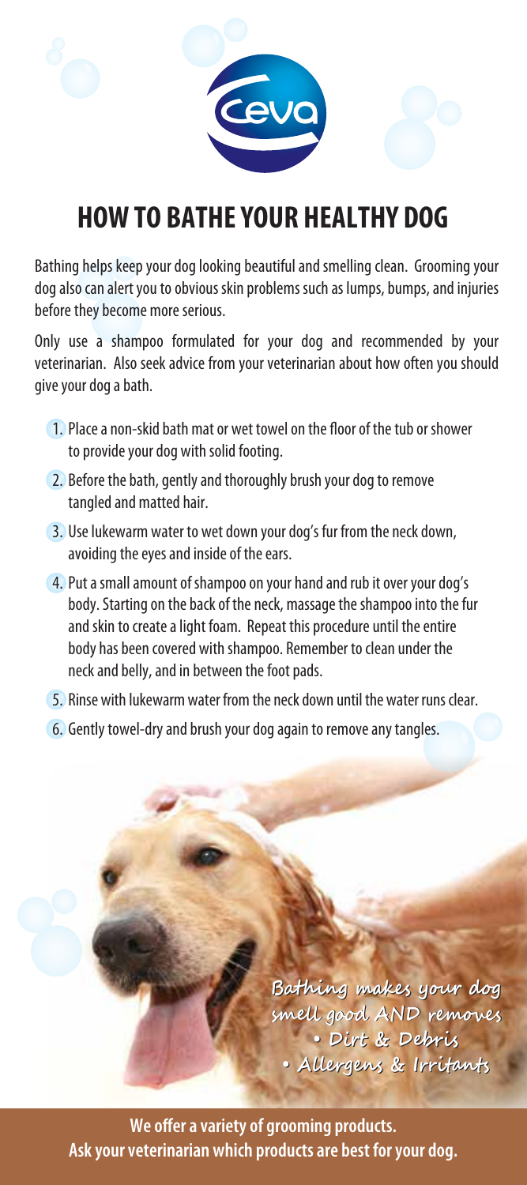# HOW TO BATHE YOUR HEALTHY DOG

Bathing helps keep your dog looking beautiful and smelling clean. Grooming your dog also can alert you to obvious skin problems such as lumps, bumps, and injuries before they become more serious.

Only use a shampoo formulated for your dog and recommended by your veterinarian. Also seek advice from your veterinarian about how often you should give your dog a bath.

1. Place a non-skid bath mat or wet towel on the floor of the tub or shower to provide your dog with solid footing.
2. Before the bath, gently and thoroughly brush your dog to remove tangled and matted hair.
3. Use lukewarm water to wet down your dog's fur from the neck down, avoiding the eyes and inside of the ears.
4. Put a small amount of shampoo on your hand and rub it over your dog's body. Starting on the back of the neck, massage the shampoo into the fur and skin to create a light foam. Repeat this procedure until the entire body has been covered with shampoo. Remember to clean under the neck and belly, and in between the foot pads.
5. Rinse with lukewarm water from the neck down until the water runs clear.
6. Gently towel-dry and brush your dog again to remove any tangles.

Bathing makes your dog smell good AND removes
- Dirt & Debris
- Allergens & Irritants

**We offer a variety of grooming products.**
**Ask your veterinarian which products are best for your dog.**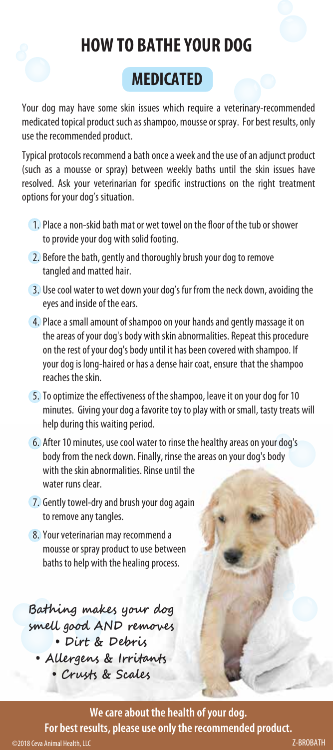# HOW TO BATHE YOUR DOG

## MEDICATED

Your dog may have some skin issues which require a veterinary-recommended medicated topical product such as shampoo, mousse or spray. For best results, only use the recommended product.

Typical protocols recommend a bath once a week and the use of an adjunct product (such as a mousse or spray) between weekly baths until the skin issues have resolved. Ask your veterinarian for specific instructions on the right treatment options for your dog's situation.

1. Place a non-skid bath mat or wet towel on the floor of the tub or shower to provide your dog with solid footing.
2. Before the bath, gently and thoroughly brush your dog to remove tangled and matted hair.
3. Use cool water to wet down your dog's fur from the neck down, avoiding the eyes and inside of the ears.
4. Place a small amount of shampoo on your hands and gently massage it on the areas of your dog's body with skin abnormalities. Repeat this procedure on the rest of your dog's body until it has been covered with shampoo. If your dog is long-haired or has a dense hair coat, ensure that the shampoo reaches the skin.
5. To optimize the effectiveness of the shampoo, leave it on your dog for 10 minutes. Giving your dog a favorite toy to play with or small, tasty treats will help during this waiting period.
6. After 10 minutes, use cool water to rinse the healthy areas on your dog's body from the neck down. Finally, rinse the areas on your dog's body with the skin abnormalities. Rinse until the water runs clear.
7. Gently towel-dry and brush your dog again to remove any tangles.
8. Your veterinarian may recommend a mousse or spray product to use between baths to help with the healing process.

Bathing makes your dog smell good AND removes

- Dirt & Debris
- Allergens & Irritants
- Crusts & Scales

**We care about the health of your dog.**
**For best results, please use only the recommended product.**

©2018 Ceva Animal Health, LLC

Z-BROBATH